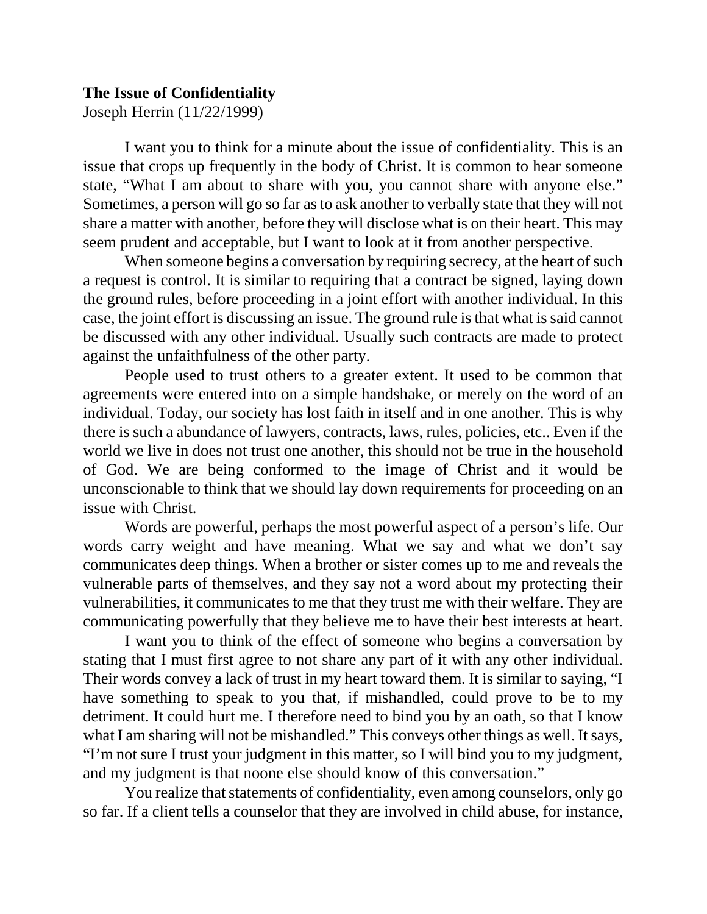**The Issue of Confidentiality**
Joseph Herrin (11/22/1999)

I want you to think for a minute about the issue of confidentiality. This is an issue that crops up frequently in the body of Christ. It is common to hear someone state, "What I am about to share with you, you cannot share with anyone else." Sometimes, a person will go so far as to ask another to verbally state that they will not share a matter with another, before they will disclose what is on their heart. This may seem prudent and acceptable, but I want to look at it from another perspective.

When someone begins a conversation by requiring secrecy, at the heart of such a request is control. It is similar to requiring that a contract be signed, laying down the ground rules, before proceeding in a joint effort with another individual. In this case, the joint effort is discussing an issue. The ground rule is that what is said cannot be discussed with any other individual. Usually such contracts are made to protect against the unfaithfulness of the other party.

People used to trust others to a greater extent. It used to be common that agreements were entered into on a simple handshake, or merely on the word of an individual. Today, our society has lost faith in itself and in one another. This is why there is such a abundance of lawyers, contracts, laws, rules, policies, etc.. Even if the world we live in does not trust one another, this should not be true in the household of God. We are being conformed to the image of Christ and it would be unconscionable to think that we should lay down requirements for proceeding on an issue with Christ.

Words are powerful, perhaps the most powerful aspect of a person's life. Our words carry weight and have meaning. What we say and what we don't say communicates deep things. When a brother or sister comes up to me and reveals the vulnerable parts of themselves, and they say not a word about my protecting their vulnerabilities, it communicates to me that they trust me with their welfare. They are communicating powerfully that they believe me to have their best interests at heart.

I want you to think of the effect of someone who begins a conversation by stating that I must first agree to not share any part of it with any other individual. Their words convey a lack of trust in my heart toward them. It is similar to saying, "I have something to speak to you that, if mishandled, could prove to be to my detriment. It could hurt me. I therefore need to bind you by an oath, so that I know what I am sharing will not be mishandled." This conveys other things as well. It says, "I'm not sure I trust your judgment in this matter, so I will bind you to my judgment, and my judgment is that noone else should know of this conversation."

You realize that statements of confidentiality, even among counselors, only go so far. If a client tells a counselor that they are involved in child abuse, for instance,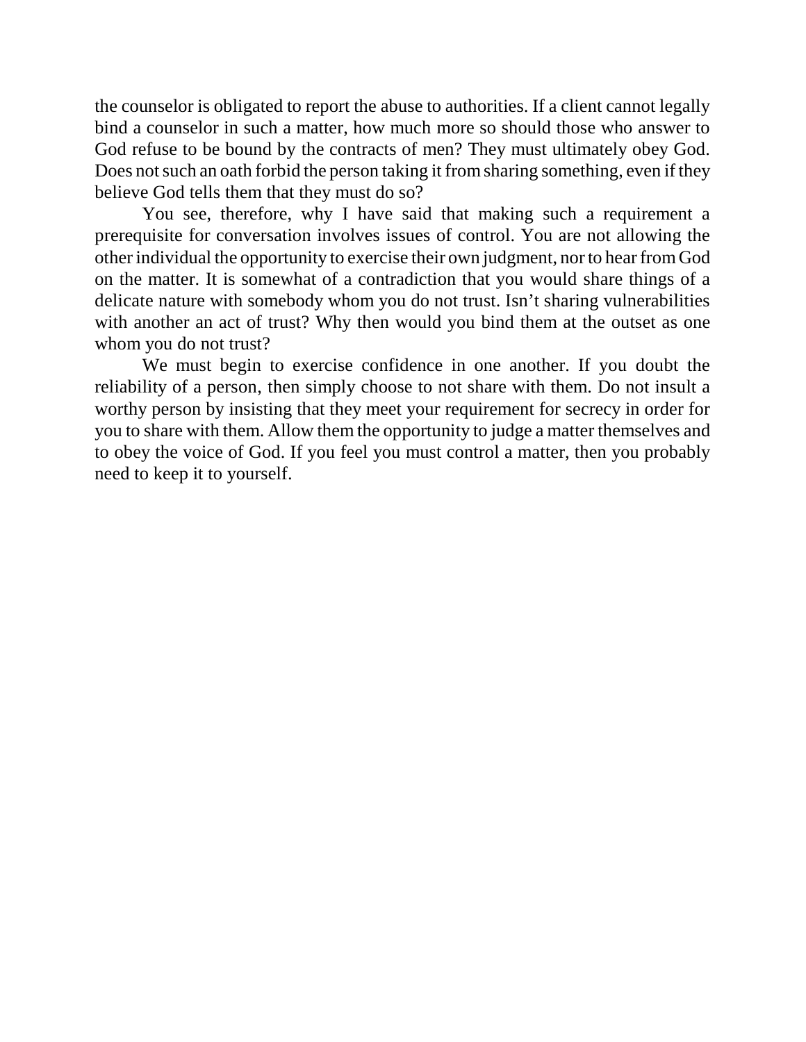the counselor is obligated to report the abuse to authorities. If a client cannot legally bind a counselor in such a matter, how much more so should those who answer to God refuse to be bound by the contracts of men? They must ultimately obey God. Does not such an oath forbid the person taking it from sharing something, even if they believe God tells them that they must do so?

You see, therefore, why I have said that making such a requirement a prerequisite for conversation involves issues of control. You are not allowing the other individual the opportunity to exercise their own judgment, nor to hear from God on the matter. It is somewhat of a contradiction that you would share things of a delicate nature with somebody whom you do not trust. Isn't sharing vulnerabilities with another an act of trust? Why then would you bind them at the outset as one whom you do not trust?

We must begin to exercise confidence in one another. If you doubt the reliability of a person, then simply choose to not share with them. Do not insult a worthy person by insisting that they meet your requirement for secrecy in order for you to share with them. Allow them the opportunity to judge a matter themselves and to obey the voice of God. If you feel you must control a matter, then you probably need to keep it to yourself.